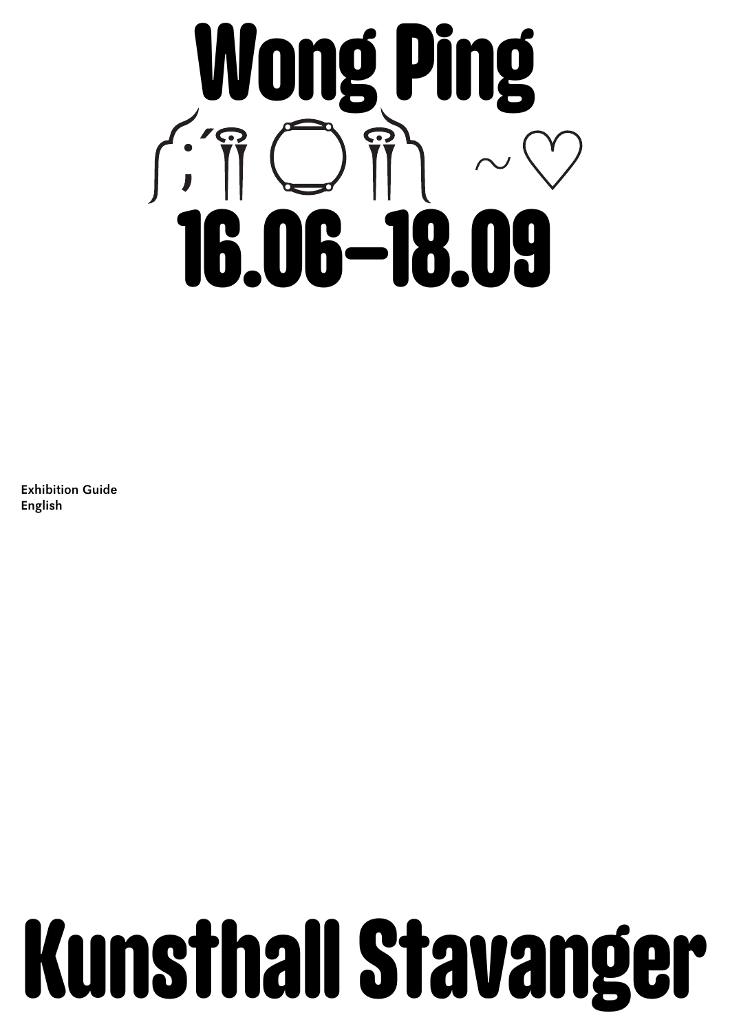# Wong Ping

╭(;´ ͡° ͜ʖ ͡°)╮ ~♡

# 16.06–18.09

**Exhibition Guide**
**English**

# Kunsthall Stavanger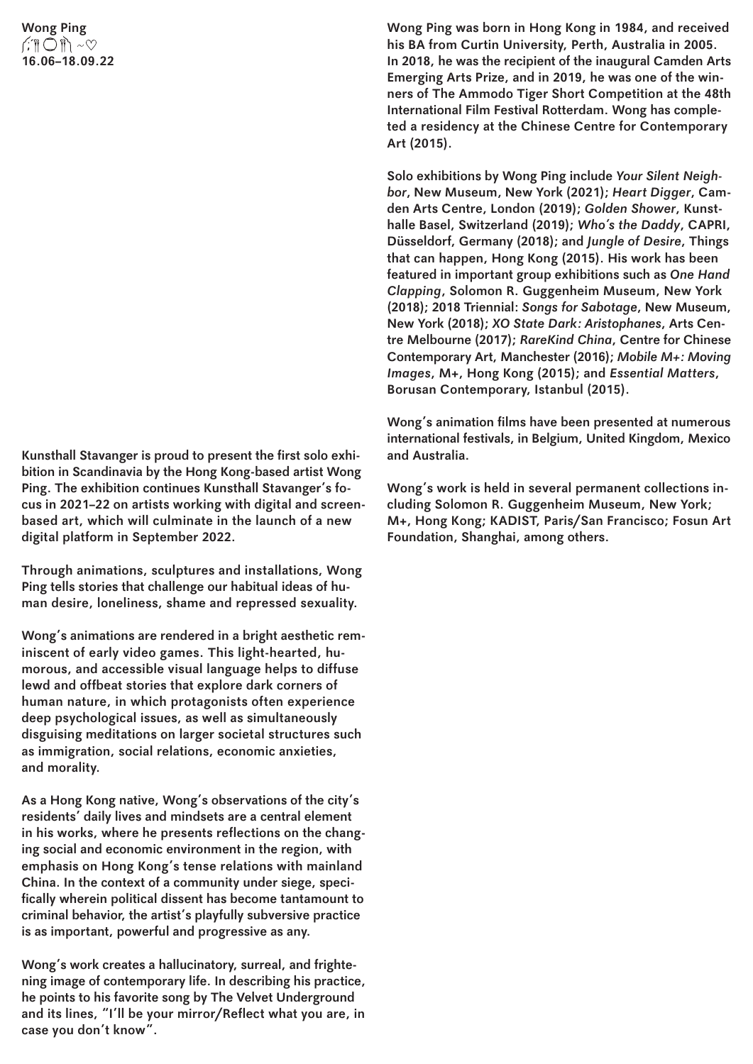**Wong Ping**
**ᒋ⊙ᒍ ~♡**
**16.06–18.09.22**

Kunsthall Stavanger is proud to present the first solo exhibition in Scandinavia by the Hong Kong-based artist Wong Ping. The exhibition continues Kunsthall Stavanger's focus in 2021–22 on artists working with digital and screen-based art, which will culminate in the launch of a new digital platform in September 2022.

Through animations, sculptures and installations, Wong Ping tells stories that challenge our habitual ideas of human desire, loneliness, shame and repressed sexuality.

Wong's animations are rendered in a bright aesthetic reminiscent of early video games. This light-hearted, humorous, and accessible visual language helps to diffuse lewd and offbeat stories that explore dark corners of human nature, in which protagonists often experience deep psychological issues, as well as simultaneously disguising meditations on larger societal structures such as immigration, social relations, economic anxieties, and morality.

As a Hong Kong native, Wong's observations of the city's residents' daily lives and mindsets are a central element in his works, where he presents reflections on the changing social and economic environment in the region, with emphasis on Hong Kong's tense relations with mainland China. In the context of a community under siege, specifically wherein political dissent has become tantamount to criminal behavior, the artist's playfully subversive practice is as important, powerful and progressive as any.

Wong's work creates a hallucinatory, surreal, and frightening image of contemporary life. In describing his practice, he points to his favorite song by The Velvet Underground and its lines, "I'll be your mirror/Reflect what you are, in case you don't know".

Wong Ping was born in Hong Kong in 1984, and received his BA from Curtin University, Perth, Australia in 2005. In 2018, he was the recipient of the inaugural Camden Arts Emerging Arts Prize, and in 2019, he was one of the winners of The Ammodo Tiger Short Competition at the 48th International Film Festival Rotterdam. Wong has completed a residency at the Chinese Centre for Contemporary Art (2015).

Solo exhibitions by Wong Ping include *Your Silent Neighbor*, New Museum, New York (2021); *Heart Digger*, Camden Arts Centre, London (2019); *Golden Shower*, Kunsthalle Basel, Switzerland (2019); *Who's the Daddy*, CAPRI, Düsseldorf, Germany (2018); and *Jungle of Desire*, Things that can happen, Hong Kong (2015). His work has been featured in important group exhibitions such as *One Hand Clapping*, Solomon R. Guggenheim Museum, New York (2018); 2018 Triennial: *Songs for Sabotage*, New Museum, New York (2018); *XO State Dark: Aristophanes*, Arts Centre Melbourne (2017); *RareKind China*, Centre for Chinese Contemporary Art, Manchester (2016); *Mobile M+: Moving Images*, M+, Hong Kong (2015); and *Essential Matters*, Borusan Contemporary, Istanbul (2015).

Wong's animation films have been presented at numerous international festivals, in Belgium, United Kingdom, Mexico and Australia.

Wong's work is held in several permanent collections including Solomon R. Guggenheim Museum, New York; M+, Hong Kong; KADIST, Paris/San Francisco; Fosun Art Foundation, Shanghai, among others.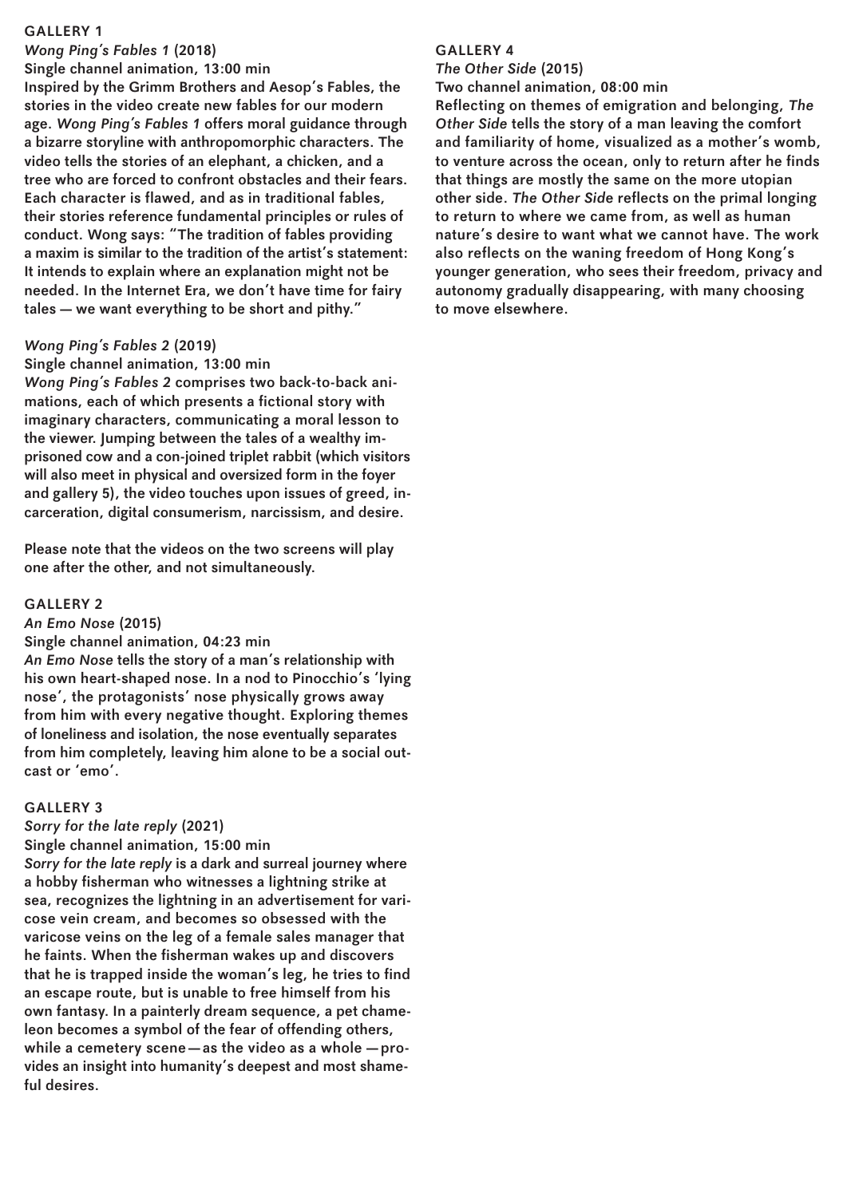## GALLERY 1

*Wong Ping's Fables 1* (2018)
Single channel animation, 13:00 min

Inspired by the Grimm Brothers and Aesop's Fables, the stories in the video create new fables for our modern age. *Wong Ping's Fables 1* offers moral guidance through a bizarre storyline with anthropomorphic characters. The video tells the stories of an elephant, a chicken, and a tree who are forced to confront obstacles and their fears. Each character is flawed, and as in traditional fables, their stories reference fundamental principles or rules of conduct. Wong says: "The tradition of fables providing a maxim is similar to the tradition of the artist's statement: It intends to explain where an explanation might not be needed. In the Internet Era, we don't have time for fairy tales — we want everything to be short and pithy."

*Wong Ping's Fables 2* (2019)
Single channel animation, 13:00 min

*Wong Ping's Fables 2* comprises two back-to-back animations, each of which presents a fictional story with imaginary characters, communicating a moral lesson to the viewer. Jumping between the tales of a wealthy imprisoned cow and a con-joined triplet rabbit (which visitors will also meet in physical and oversized form in the foyer and gallery 5), the video touches upon issues of greed, incarceration, digital consumerism, narcissism, and desire.

Please note that the videos on the two screens will play one after the other, and not simultaneously.

## GALLERY 2

*An Emo Nose* (2015)
Single channel animation, 04:23 min

*An Emo Nose* tells the story of a man's relationship with his own heart-shaped nose. In a nod to Pinocchio's 'lying nose', the protagonists' nose physically grows away from him with every negative thought. Exploring themes of loneliness and isolation, the nose eventually separates from him completely, leaving him alone to be a social outcast or 'emo'.

## GALLERY 3

*Sorry for the late reply* (2021)
Single channel animation, 15:00 min

*Sorry for the late reply* is a dark and surreal journey where a hobby fisherman who witnesses a lightning strike at sea, recognizes the lightning in an advertisement for varicose vein cream, and becomes so obsessed with the varicose veins on the leg of a female sales manager that he faints. When the fisherman wakes up and discovers that he is trapped inside the woman's leg, he tries to find an escape route, but is unable to free himself from his own fantasy. In a painterly dream sequence, a pet chameleon becomes a symbol of the fear of offending others, while a cemetery scene — as the video as a whole — provides an insight into humanity's deepest and most shameful desires.

## GALLERY 4

*The Other Side* (2015)
Two channel animation, 08:00 min

Reflecting on themes of emigration and belonging, *The Other Side* tells the story of a man leaving the comfort and familiarity of home, visualized as a mother's womb, to venture across the ocean, only to return after he finds that things are mostly the same on the more utopian other side. *The Other Side* reflects on the primal longing to return to where we came from, as well as human nature's desire to want what we cannot have. The work also reflects on the waning freedom of Hong Kong's younger generation, who sees their freedom, privacy and autonomy gradually disappearing, with many choosing to move elsewhere.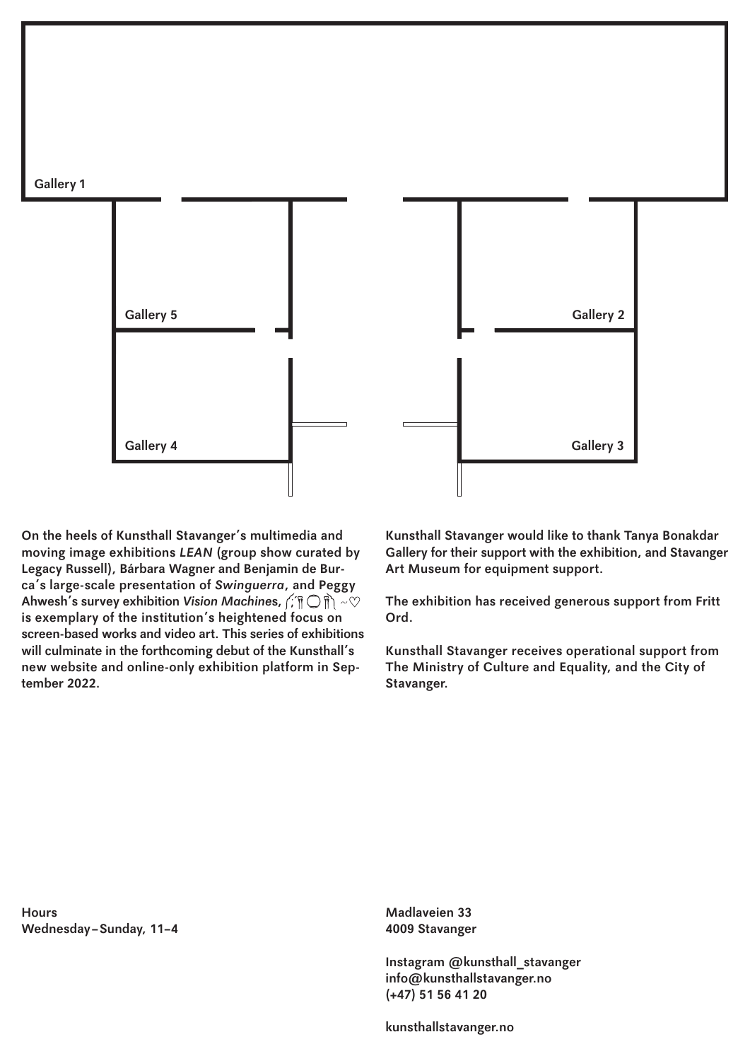Gallery 1

Gallery 5

Gallery 2

Gallery 4

Gallery 3

On the heels of Kunsthall Stavanger's multimedia and moving image exhibitions *LEAN* (group show curated by Legacy Russell), Bárbara Wagner and Benjamin de Burca's large-scale presentation of *Swinguerra*, and Peggy Ahwesh's survey exhibition *Vision Machines*, ⸢;⸣⸣◯⸣⸣ ~♡ is exemplary of the institution's heightened focus on screen-based works and video art. This series of exhibitions will culminate in the forthcoming debut of the Kunsthall's new website and online-only exhibition platform in September 2022.

Kunsthall Stavanger would like to thank Tanya Bonakdar Gallery for their support with the exhibition, and Stavanger Art Museum for equipment support.

The exhibition has received generous support from Fritt Ord.

Kunsthall Stavanger receives operational support from The Ministry of Culture and Equality, and the City of Stavanger.

Hours
Wednesday–Sunday, 11–4

Madlaveien 33
4009 Stavanger

Instagram @kunsthall_stavanger
info@kunsthallstavanger.no
(+47) 51 56 41 20

kunsthallstavanger.no